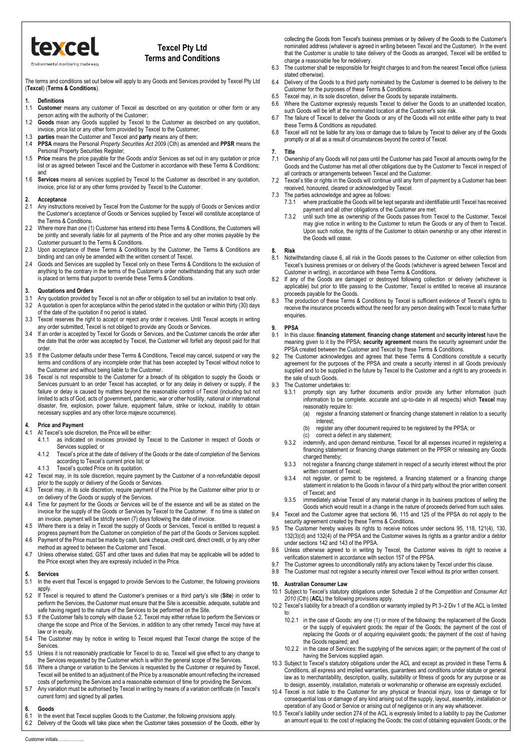# Texcel Pty Ltd
## Terms and Conditions

The terms and conditions set out below will apply to any Goods and Services provided by Texcel Pty Ltd (**Texcel**) (**Terms & Conditions**).

### 1. Definitions

1.1 **Customer** means any customer of Texcel as described on any quotation or other form or any person acting with the authority of the Customer;

1.2 **Goods** mean any Goods supplied by Texcel to the Customer as described on any quotation, invoice, price list or any other form provided by Texcel to the Customer;

1.3 **parties** mean the Customer and Texcel and **party** means any of them;

1.4 **PPSA** means the Personal *Property Securities Act 2009* (Cth) as amended and **PPSR** means the Personal Property Securities Register;

1.5 **Price** means the price payable for the Goods and/or Services as set out in any quotation or price list or as agreed between Texcel and the Customer in accordance with these Terms & Conditions; and

1.6 **Services** means all services supplied by Texcel to the Customer as described in any quotation, invoice, price list or any other forms provided by Texcel to the Customer.

### 2. Acceptance

2.1 Any instructions received by Texcel from the Customer for the supply of Goods or Services and/or the Customer's acceptance of Goods or Services supplied by Texcel will constitute acceptance of the Terms & Conditions.

2.2 Where more than one (1) Customer has entered into these Terms & Conditions, the Customers will be jointly and severally liable for all payments of the Price and any other monies payable by the Customer pursuant to the Terms & Conditions.

2.3 Upon acceptance of these Terms & Conditions by the Customer, the Terms & Conditions are binding and can only be amended with the written consent of Texcel.

2.4 Goods and Services are supplied by Texcel only on these Terms & Conditions to the exclusion of anything to the contrary in the terms of the Customer's order notwithstanding that any such order is placed on terms that purport to override these Terms & Conditions.

### 3. Quotations and Orders

3.1 Any quotation provided by Texcel is not an offer or obligation to sell but an invitation to treat only.

3.2 A quotation is open for acceptance within the period stated in the quotation or within thirty (30) days of the date of the quotation if no period is stated.

3.3 Texcel reserves the right to accept or reject any order it receives. Until Texcel accepts in writing any order submitted, Texcel is not obliged to provide any Goods or Services.

3.4 If an order is accepted by Texcel for Goods or Services, and the Customer cancels the order after the date that the order was accepted by Texcel, the Customer will forfeit any deposit paid for that order.

3.5 If the Customer defaults under these Terms & Conditions, Texcel may cancel, suspend or vary the terms and conditions of any incomplete order that has been accepted by Texcel without notice to the Customer and without being liable to the Customer.

3.6 Texcel is not responsible to the Customer for a breach of its obligation to supply the Goods or Services pursuant to an order Texcel has accepted, or for any delay in delivery or supply, if the failure or delay is caused by matters beyond the reasonable control of Texcel (including but not limited to acts of God, acts of government, pandemic, war or other hostility, national or international disaster, fire, explosion, power failure, equipment failure, strike or lockout, inability to obtain necessary supplies and any other force majeure occurrence).

### 4. Price and Payment

4.1 At Texcel's sole discretion, the Price will be either:

4.1.1 as indicated on invoices provided by Texcel to the Customer in respect of Goods or Services supplied; or

4.1.2 Texcel's price at the date of delivery of the Goods or the date of completion of the Services according to Texcel's current price list; or

4.1.3 Texcel's quoted Price on its quotation.

4.2 Texcel may, in its sole discretion, require payment by the Customer of a non-refundable deposit prior to the supply or delivery of the Goods or Services.

4.3 Texcel may, in its sole discretion, require payment of the Price by the Customer either prior to or on delivery of the Goods or supply of the Services.

4.4 Time for payment for the Goods or Services will be of the essence and will be as stated on the invoice for the supply of the Goods or Services by Texcel to the Customer. If no time is stated on an invoice, payment will be strictly seven (7) days following the date of invoice.

4.5 Where there is a delay in Texcel the supply of Goods or Services, Texcel is entitled to request a progress payment from the Customer on completion of the part of the Goods or Services supplied.

4.6 Payment of the Price must be made by cash, bank cheque, credit card, direct credit, or by any other method as agreed to between the Customer and Texcel.

4.7 Unless otherwise stated, GST and other taxes and duties that may be applicable will be added to the Price except when they are expressly included in the Price.

### 5. Services

5.1 In the event that Texcel is engaged to provide Services to the Customer, the following provisions apply.

5.2 If Texcel is required to attend the Customer's premises or a third party's site (**Site**) in order to perform the Services, the Customer must ensure that the Site is accessible, adequate, suitable and safe having regard to the nature of the Services to be performed on the Site.

5.3 If the Customer fails to comply with clause 5.2, Texcel may either refuse to perform the Services or change the scope and Price of the Services, in addition to any other remedy Texcel may have at law or in equity.

5.4 The Customer may by notice in writing to Texcel request that Texcel change the scope of the Services.

5.5 Unless it is not reasonably practicable for Texcel to do so, Texcel will give effect to any change to the Services requested by the Customer which is within the general scope of the Services.

5.6 Where a change or variation to the Services is requested by the Customer or required by Texcel, Texcel will be entitled to an adjustment of the Price by a reasonable amount reflecting the increased costs of performing the Services and a reasonable extension of time for providing the Services.

5.7 Any variation must be authorised by Texcel in writing by means of a variation certificate (in Texcel's current form) and signed by all parties.

### 6. Goods

6.1 In the event that Texcel supplies Goods to the Customer, the following provisions apply.

6.2 Delivery of the Goods will take place when the Customer takes possession of the Goods, either by collecting the Goods from Texcel's business premises or by delivery of the Goods to the Customer's nominated address (whatever is agreed in writing between Texcel and the Customer). In the event that the Customer is unable to take delivery of the Goods as arranged, Texcel will be entitled to charge a reasonable fee for redelivery.

6.3 The customer shall be responsible for freight charges to and from the nearest Texcel office (unless stated otherwise).

6.4 Delivery of the Goods to a third party nominated by the Customer is deemed to be delivery to the Customer for the purposes of these Terms & Conditions.

6.5 Texcel may, in its sole discretion, deliver the Goods by separate instalments.

6.6 Where the Customer expressly requests Texcel to deliver the Goods to an unattended location, such Goods will be left at the nominated location at the Customer's sole risk.

6.7 The failure of Texcel to deliver the Goods or any of the Goods will not entitle either party to treat these Terms & Conditions as repudiated.

6.8 Texcel will not be liable for any loss or damage due to failure by Texcel to deliver any of the Goods promptly or at all as a result of circumstances beyond the control of Texcel.

### 7. Title

7.1 Ownership of any Goods will not pass until the Customer has paid Texcel all amounts owing for the Goods and the Customer has met all other obligations due by the Customer to Texcel in respect of all contracts or arrangements between Texcel and the Customer.

7.2 Texcel's title or rights in the Goods will continue until any form of payment by a Customer has been received, honoured, cleared or acknowledged by Texcel.

7.3 The parties acknowledge and agree as follows:

7.3.1 where practicable the Goods will be kept separate and identifiable until Texcel has received payment and all other obligations of the Customer are met;

7.3.2 until such time as ownership of the Goods passes from Texcel to the Customer, Texcel may give notice in writing to the Customer to return the Goods or any of them to Texcel. Upon such notice, the rights of the Customer to obtain ownership or any other interest in the Goods will cease.

### 8. Risk

8.1 Notwithstanding clause 6, all risk in the Goods passes to the Customer on either collection from Texcel's business premises or on delivery of the Goods (whichever is agreed between Texcel and Customer in writing), in accordance with these Terms & Conditions.

8.2 If any of the Goods are damaged or destroyed following collection or delivery (whichever is applicable) but prior to title passing to the Customer, Texcel is entitled to receive all insurance proceeds payable for the Goods.

8.3 The production of these Terms & Conditions by Texcel is sufficient evidence of Texcel's rights to receive the insurance proceeds without the need for any person dealing with Texcel to make further enquiries.

### 9. PPSA

9.1 In this clause: **financing statement**, **financing change statement** and **security interest** have the meaning given to it by the PPSA; **security agreement** means the security agreement under the PPSA created between the Customer and Texcel by these Terms & Conditions.

9.2 The Customer acknowledges and agrees that these Terms & Conditions constitute a security agreement for the purposes of the PPSA and create a security interest in all Goods previously supplied and to be supplied in the future by Texcel to the Customer and a right to any proceeds in the sale of such Goods.

9.3 The Customer undertakes to:

9.3.1 promptly sign any further documents and/or provide any further information (such information to be complete, accurate and up-to-date in all respects) which **Texcel** may reasonably require to:

(a) register a financing statement or financing change statement in relation to a security interest;

(b) register any other document required to be registered by the PPSA; or

(c) correct a defect in any statement;

9.3.2 indemnify, and upon demand reimburse, Texcel for all expenses incurred in registering a financing statement or financing change statement on the PPSR or releasing any Goods charged thereby;

9.3.3 not register a financing change statement in respect of a security interest without the prior written consent of Texcel;

9.3.4 not register, or permit to be registered, a financing statement or a financing change statement in relation to the Goods in favour of a third party without the prior written consent of Texcel; and

9.3.5 immediately advise Texcel of any material change in its business practices of selling the Goods which would result in a change in the nature of proceeds derived from such sales.

9.4 Texcel and the Customer agree that sections 96, 115 and 125 of the PPSA do not apply to the security agreement created by these Terms & Conditions.

9.5 The Customer hereby waives its rights to receive notices under sections 95, 118, 121(4), 130, 132(3)(d) and 132(4) of the PPSA and the Customer waives its rights as a grantor and/or a debtor under sections 142 and 143 of the PPSA.

9.6 Unless otherwise agreed to in writing by Texcel, the Customer waives its right to receive a verification statement in accordance with section 157 of the PPSA.

9.7 The Customer agrees to unconditionally ratify any actions taken by Texcel under this clause.

9.8 The Customer must not register a security interest over Texcel without its prior written consent.

### 10. Australian Consumer Law

10.1 Subject to Texcel's statutory obligations under Schedule 2 of the *Competition and Consumer Act 2010* (Cth) (**ACL**) the following provisions apply.

10.2 Texcel's liability for a breach of a condition or warranty implied by Pt 3–2 Div 1 of the ACL is limited to:

10.2.1 in the case of Goods: any one (1) or more of the following: the replacement of the Goods or the supply of equivalent goods; the repair of the Goods; the payment of the cost of replacing the Goods or of acquiring equivalent goods; the payment of the cost of having the Goods repaired; and

10.2.2 in the case of Services: the supplying of the services again; or the payment of the cost of having the Services supplied again.

10.3 Subject to Texcel's statutory obligations under the ACL and except as provided in these Terms & Conditions, all express and implied warranties, guarantees and conditions under statute or general law as to merchantability, description, quality, suitability or fitness of goods for any purpose or as to design, assembly, installation, materials or workmanship or otherwise are expressly excluded.

10.4 Texcel is not liable to the Customer for any physical or financial injury, loss or damage or for consequential loss or damage of any kind arising out of the supply, layout, assembly, installation or operation of any Good or Service or arising out of negligence or in any way whatsoever.

10.5 Texcel's liability under section 274 of the ACL is expressly limited to a liability to pay the Customer an amount equal to: the cost of replacing the Goods; the cost of obtaining equivalent Goods; or the

Customer initials………………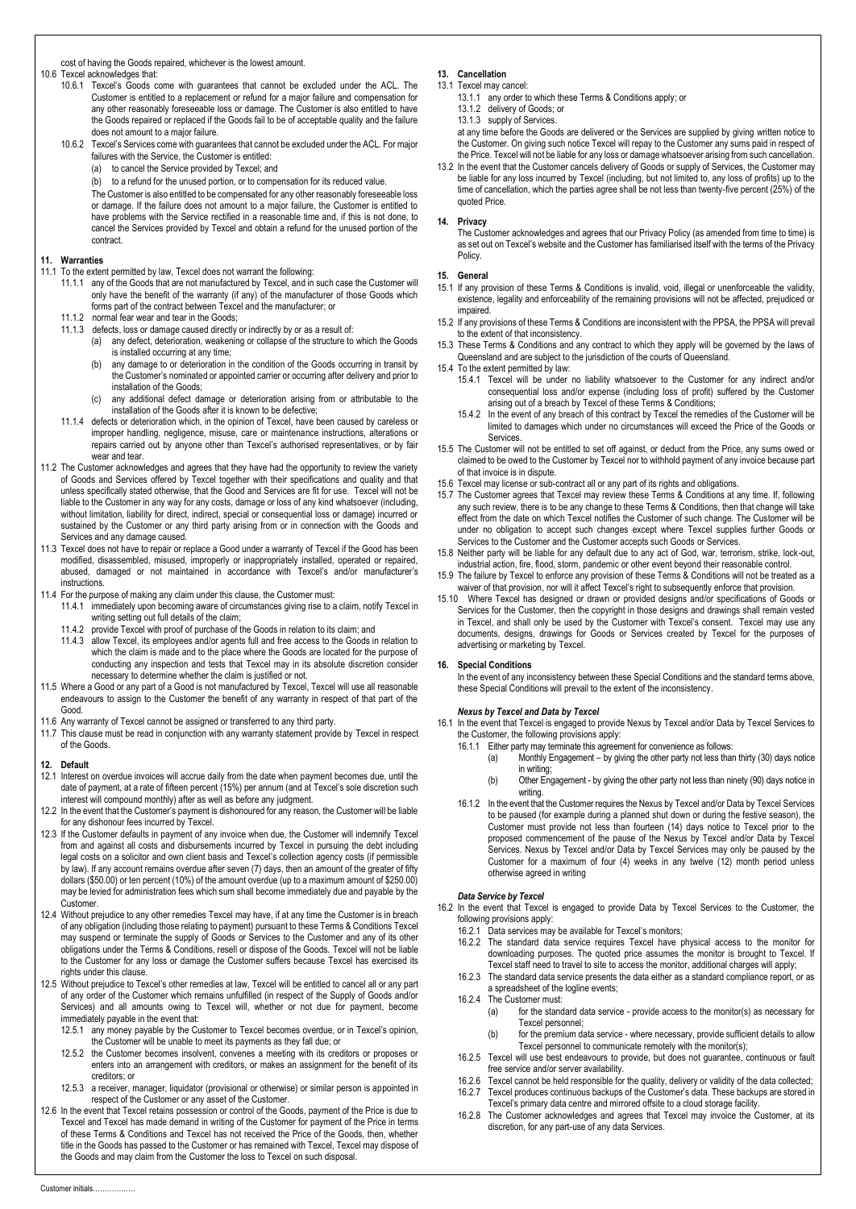cost of having the Goods repaired, whichever is the lowest amount.

10.6 Texcel acknowledges that:

10.6.1 Texcel's Goods come with guarantees that cannot be excluded under the ACL. The Customer is entitled to a replacement or refund for a major failure and compensation for any other reasonably foreseeable loss or damage. The Customer is also entitled to have the Goods repaired or replaced if the Goods fail to be of acceptable quality and the failure does not amount to a major failure.

10.6.2 Texcel's Services come with guarantees that cannot be excluded under the ACL. For major failures with the Service, the Customer is entitled:

(a) to cancel the Service provided by Texcel; and

(b) to a refund for the unused portion, or to compensation for its reduced value.

The Customer is also entitled to be compensated for any other reasonably foreseeable loss or damage. If the failure does not amount to a major failure, the Customer is entitled to have problems with the Service rectified in a reasonable time and, if this is not done, to cancel the Services provided by Texcel and obtain a refund for the unused portion of the contract.

## 11. Warranties

11.1 To the extent permitted by law, Texcel does not warrant the following:

11.1.1 any of the Goods that are not manufactured by Texcel, and in such case the Customer will only have the benefit of the warranty (if any) of the manufacturer of those Goods which forms part of the contract between Texcel and the manufacturer; or

11.1.2 normal fear wear and tear in the Goods;

11.1.3 defects, loss or damage caused directly or indirectly by or as a result of:

(a) any defect, deterioration, weakening or collapse of the structure to which the Goods is installed occurring at any time;

(b) any damage to or deterioration in the condition of the Goods occurring in transit by the Customer's nominated or appointed carrier or occurring after delivery and prior to installation of the Goods;

(c) any additional defect damage or deterioration arising from or attributable to the installation of the Goods after it is known to be defective;

11.1.4 defects or deterioration which, in the opinion of Texcel, have been caused by careless or improper handling, negligence, misuse, care or maintenance instructions, alterations or repairs carried out by anyone other than Texcel's authorised representatives, or by fair wear and tear.

11.2 The Customer acknowledges and agrees that they have had the opportunity to review the variety of Goods and Services offered by Texcel together with their specifications and quality and that unless specifically stated otherwise, that the Good and Services are fit for use. Texcel will not be liable to the Customer in any way for any costs, damage or loss of any kind whatsoever (including, without limitation, liability for direct, indirect, special or consequential loss or damage) incurred or sustained by the Customer or any third party arising from or in connection with the Goods and Services and any damage caused.

11.3 Texcel does not have to repair or replace a Good under a warranty of Texcel if the Good has been modified, disassembled, misused, improperly or inappropriately installed, operated or repaired, abused, damaged or not maintained in accordance with Texcel's and/or manufacturer's instructions.

11.4 For the purpose of making any claim under this clause, the Customer must:

11.4.1 immediately upon becoming aware of circumstances giving rise to a claim, notify Texcel in writing setting out full details of the claim;

11.4.2 provide Texcel with proof of purchase of the Goods in relation to its claim; and

11.4.3 allow Texcel, its employees and/or agents full and free access to the Goods in relation to which the claim is made and to the place where the Goods are located for the purpose of conducting any inspection and tests that Texcel may in its absolute discretion consider necessary to determine whether the claim is justified or not.

11.5 Where a Good or any part of a Good is not manufactured by Texcel, Texcel will use all reasonable endeavours to assign to the Customer the benefit of any warranty in respect of that part of the Good.

11.6 Any warranty of Texcel cannot be assigned or transferred to any third party.

11.7 This clause must be read in conjunction with any warranty statement provide by Texcel in respect of the Goods.

## 12. Default

12.1 Interest on overdue invoices will accrue daily from the date when payment becomes due, until the date of payment, at a rate of fifteen percent (15%) per annum (and at Texcel's sole discretion such interest will compound monthly) after as well as before any judgment.

12.2 In the event that the Customer's payment is dishonoured for any reason, the Customer will be liable for any dishonour fees incurred by Texcel.

12.3 If the Customer defaults in payment of any invoice when due, the Customer will indemnify Texcel from and against all costs and disbursements incurred by Texcel in pursuing the debt including legal costs on a solicitor and own client basis and Texcel's collection agency costs (if permissible by law). If any account remains overdue after seven (7) days, then an amount of the greater of fifty dollars ($50.00) or ten percent (10%) of the amount overdue (up to a maximum amount of $250.00) may be levied for administration fees which sum shall become immediately due and payable by the Customer.

12.4 Without prejudice to any other remedies Texcel may have, if at any time the Customer is in breach of any obligation (including those relating to payment) pursuant to these Terms & Conditions Texcel may suspend or terminate the supply of Goods or Services to the Customer and any of its other obligations under the Terms & Conditions, resell or dispose of the Goods. Texcel will not be liable to the Customer for any loss or damage the Customer suffers because Texcel has exercised its rights under this clause.

12.5 Without prejudice to Texcel's other remedies at law, Texcel will be entitled to cancel all or any part of any order of the Customer which remains unfulfilled (in respect of the Supply of Goods and/or Services) and all amounts owing to Texcel will, whether or not due for payment, become immediately payable in the event that:

12.5.1 any money payable by the Customer to Texcel becomes overdue, or in Texcel's opinion, the Customer will be unable to meet its payments as they fall due; or

12.5.2 the Customer becomes insolvent, convenes a meeting with its creditors or proposes or enters into an arrangement with creditors, or makes an assignment for the benefit of its creditors; or

12.5.3 a receiver, manager, liquidator (provisional or otherwise) or similar person is appointed in respect of the Customer or any asset of the Customer.

12.6 In the event that Texcel retains possession or control of the Goods, payment of the Price is due to Texcel and Texcel has made demand in writing of the Customer for payment of the Price in terms of these Terms & Conditions and Texcel has not received the Price of the Goods, then, whether title in the Goods has passed to the Customer or has remained with Texcel, Texcel may dispose of the Goods and may claim from the Customer the loss to Texcel on such disposal.

## 13. Cancellation

13.1 Texcel may cancel:

13.1.1 any order to which these Terms & Conditions apply; or

13.1.2 delivery of Goods; or

13.1.3 supply of Services.

at any time before the Goods are delivered or the Services are supplied by giving written notice to the Customer. On giving such notice Texcel will repay to the Customer any sums paid in respect of the Price. Texcel will not be liable for any loss or damage whatsoever arising from such cancellation.

13.2 In the event that the Customer cancels delivery of Goods or supply of Services, the Customer may be liable for any loss incurred by Texcel (including, but not limited to, any loss of profits) up to the time of cancellation, which the parties agree shall be not less than twenty-five percent (25%) of the quoted Price.

## 14. Privacy

The Customer acknowledges and agrees that our Privacy Policy (as amended from time to time) is as set out on Texcel's website and the Customer has familiarised itself with the terms of the Privacy Policy.

## 15. General

15.1 If any provision of these Terms & Conditions is invalid, void, illegal or unenforceable the validity, existence, legality and enforceability of the remaining provisions will not be affected, prejudiced or impaired.

15.2 If any provisions of these Terms & Conditions are inconsistent with the PPSA, the PPSA will prevail to the extent of that inconsistency.

15.3 These Terms & Conditions and any contract to which they apply will be governed by the laws of Queensland and are subject to the jurisdiction of the courts of Queensland.

15.4 To the extent permitted by law:

15.4.1 Texcel will be under no liability whatsoever to the Customer for any indirect and/or consequential loss and/or expense (including loss of profit) suffered by the Customer arising out of a breach by Texcel of these Terms & Conditions;

15.4.2 In the event of any breach of this contract by Texcel the remedies of the Customer will be limited to damages which under no circumstances will exceed the Price of the Goods or Services.

15.5 The Customer will not be entitled to set off against, or deduct from the Price, any sums owed or claimed to be owed to the Customer by Texcel nor to withhold payment of any invoice because part of that invoice is in dispute.

15.6 Texcel may license or sub-contract all or any part of its rights and obligations.

15.7 The Customer agrees that Texcel may review these Terms & Conditions at any time. If, following any such review, there is to be any change to these Terms & Conditions, then that change will take effect from the date on which Texcel notifies the Customer of such change. The Customer will be under no obligation to accept such changes except where Texcel supplies further Goods or Services to the Customer and the Customer accepts such Goods or Services.

15.8 Neither party will be liable for any default due to any act of God, war, terrorism, strike, lock-out, industrial action, fire, flood, storm, pandemic or other event beyond their reasonable control.

15.9 The failure by Texcel to enforce any provision of these Terms & Conditions will not be treated as a waiver of that provision, nor will it affect Texcel's right to subsequently enforce that provision.

15.10 Where Texcel has designed or drawn or provided designs and/or specifications of Goods or Services for the Customer, then the copyright in those designs and drawings shall remain vested in Texcel, and shall only be used by the Customer with Texcel's consent. Texcel may use any documents, designs, drawings for Goods or Services created by Texcel for the purposes of advertising or marketing by Texcel.

## 16. Special Conditions

In the event of any inconsistency between these Special Conditions and the standard terms above, these Special Conditions will prevail to the extent of the inconsistency.

### *Nexus by Texcel and Data by Texcel*

16.1 In the event that Texcel is engaged to provide Nexus by Texcel and/or Data by Texcel Services to the Customer, the following provisions apply:

16.1.1 Either party may terminate this agreement for convenience as follows:

(a) Monthly Engagement – by giving the other party not less than thirty (30) days notice in writing;

(b) Other Engagement - by giving the other party not less than ninety (90) days notice in writing.

16.1.2 In the event that the Customer requires the Nexus by Texcel and/or Data by Texcel Services to be paused (for example during a planned shut down or during the festive season), the Customer must provide not less than fourteen (14) days notice to Texcel prior to the proposed commencement of the pause of the Nexus by Texcel and/or Data by Texcel Services. Nexus by Texcel and/or Data by Texcel Services may only be paused by the Customer for a maximum of four (4) weeks in any twelve (12) month period unless otherwise agreed in writing

### *Data Service by Texcel*

16.2 In the event that Texcel is engaged to provide Data by Texcel Services to the Customer, the following provisions apply:

16.2.1 Data services may be available for Texcel's monitors;

16.2.2 The standard data service requires Texcel have physical access to the monitor for downloading purposes. The quoted price assumes the monitor is brought to Texcel. If Texcel staff need to travel to site to access the monitor, additional charges will apply;

16.2.3 The standard data service presents the data either as a standard compliance report, or as a spreadsheet of the logline events;

16.2.4 The Customer must:

(a) for the standard data service - provide access to the monitor(s) as necessary for Texcel personnel;

(b) for the premium data service - where necessary, provide sufficient details to allow Texcel personnel to communicate remotely with the monitor(s);

16.2.5 Texcel will use best endeavours to provide, but does not guarantee, continuous or fault free service and/or server availability.

16.2.6 Texcel cannot be held responsible for the quality, delivery or validity of the data collected;

16.2.7 Texcel produces continuous backups of the Customer's data. These backups are stored in Texcel's primary data centre and mirrored offsite to a cloud storage facility.

16.2.8 The Customer acknowledges and agrees that Texcel may invoice the Customer, at its discretion, for any part-use of any data Services.

Customer initials………………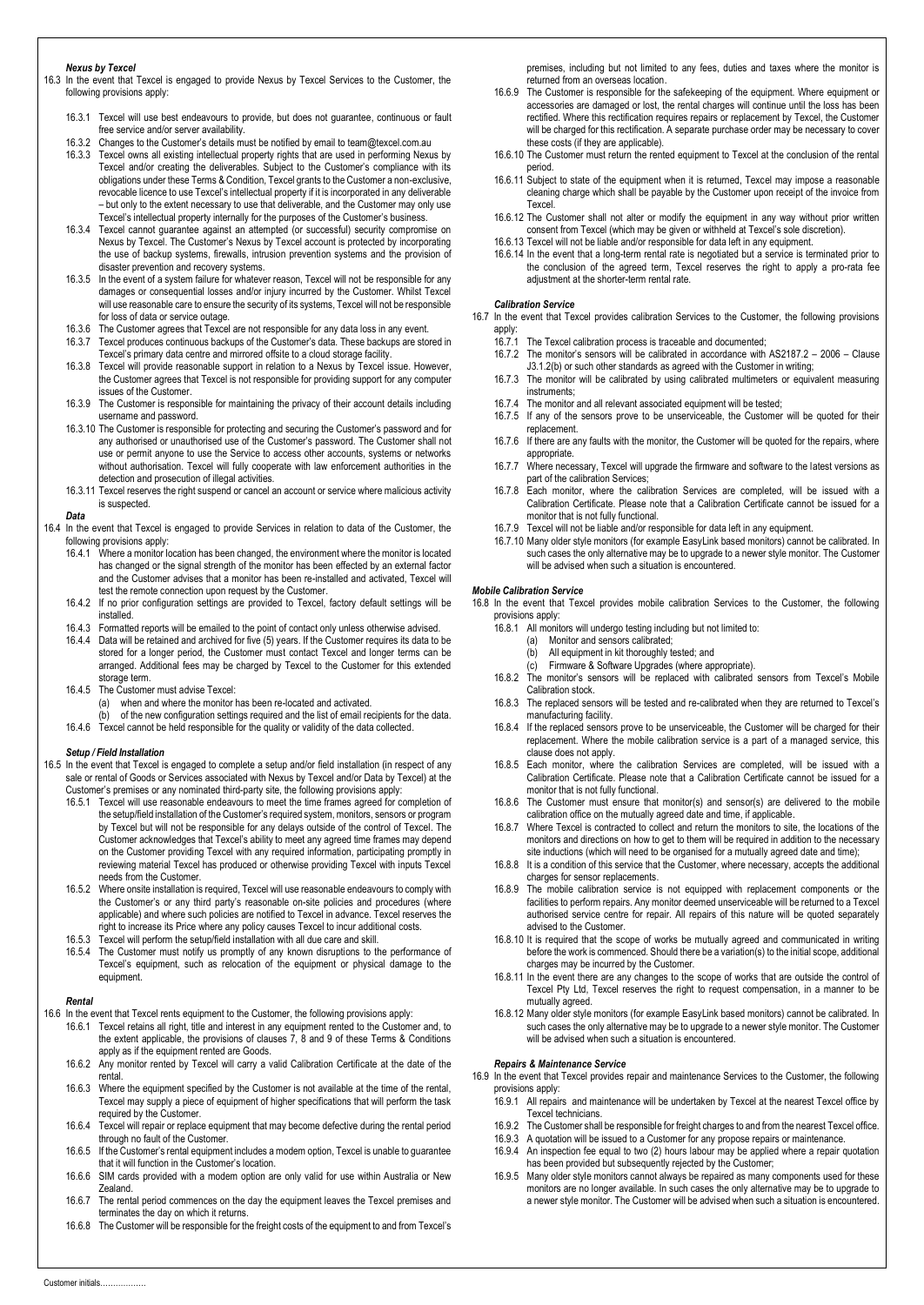***Nexus by Texcel***

16.3 In the event that Texcel is engaged to provide Nexus by Texcel Services to the Customer, the following provisions apply:

16.3.1 Texcel will use best endeavours to provide, but does not guarantee, continuous or fault free service and/or server availability.

16.3.2 Changes to the Customer's details must be notified by email to team@texcel.com.au

16.3.3 Texcel owns all existing intellectual property rights that are used in performing Nexus by Texcel and/or creating the deliverables. Subject to the Customer's compliance with its obligations under these Terms & Condition, Texcel grants to the Customer a non-exclusive, revocable licence to use Texcel's intellectual property if it is incorporated in any deliverable – but only to the extent necessary to use that deliverable, and the Customer may only use Texcel's intellectual property internally for the purposes of the Customer's business.

16.3.4 Texcel cannot guarantee against an attempted (or successful) security compromise on Nexus by Texcel. The Customer's Nexus by Texcel account is protected by incorporating the use of backup systems, firewalls, intrusion prevention systems and the provision of disaster prevention and recovery systems.

16.3.5 In the event of a system failure for whatever reason, Texcel will not be responsible for any damages or consequential losses and/or injury incurred by the Customer. Whilst Texcel will use reasonable care to ensure the security of its systems, Texcel will not be responsible for loss of data or service outage.

16.3.6 The Customer agrees that Texcel are not responsible for any data loss in any event.

16.3.7 Texcel produces continuous backups of the Customer's data. These backups are stored in Texcel's primary data centre and mirrored offsite to a cloud storage facility.

16.3.8 Texcel will provide reasonable support in relation to a Nexus by Texcel issue. However, the Customer agrees that Texcel is not responsible for providing support for any computer issues of the Customer.

16.3.9 The Customer is responsible for maintaining the privacy of their account details including username and password.

16.3.10 The Customer is responsible for protecting and securing the Customer's password and for any authorised or unauthorised use of the Customer's password. The Customer shall not use or permit anyone to use the Service to access other accounts, systems or networks without authorisation. Texcel will fully cooperate with law enforcement authorities in the detection and prosecution of illegal activities.

16.3.11 Texcel reserves the right suspend or cancel an account or service where malicious activity is suspected.

***Data***

16.4 In the event that Texcel is engaged to provide Services in relation to data of the Customer, the following provisions apply:

16.4.1 Where a monitor location has been changed, the environment where the monitor is located has changed or the signal strength of the monitor has been effected by an external factor and the Customer advises that a monitor has been re-installed and activated, Texcel will test the remote connection upon request by the Customer.

16.4.2 If no prior configuration settings are provided to Texcel, factory default settings will be installed.

16.4.3 Formatted reports will be emailed to the point of contact only unless otherwise advised.

16.4.4 Data will be retained and archived for five (5) years. If the Customer requires its data to be stored for a longer period, the Customer must contact Texcel and longer terms can be arranged. Additional fees may be charged by Texcel to the Customer for this extended storage term.

16.4.5 The Customer must advise Texcel:

(a) when and where the monitor has been re-located and activated.

(b) of the new configuration settings required and the list of email recipients for the data.

16.4.6 Texcel cannot be held responsible for the quality or validity of the data collected.

***Setup / Field Installation***

16.5 In the event that Texcel is engaged to complete a setup and/or field installation (in respect of any sale or rental of Goods or Services associated with Nexus by Texcel and/or Data by Texcel) at the Customer's premises or any nominated third-party site, the following provisions apply:

16.5.1 Texcel will use reasonable endeavours to meet the time frames agreed for completion of the setup/field installation of the Customer's required system, monitors, sensors or program by Texcel but will not be responsible for any delays outside of the control of Texcel. The Customer acknowledges that Texcel's ability to meet any agreed time frames may depend on the Customer providing Texcel with any required information, participating promptly in reviewing material Texcel has produced or otherwise providing Texcel with inputs Texcel needs from the Customer.

16.5.2 Where onsite installation is required, Texcel will use reasonable endeavours to comply with the Customer's or any third party's reasonable on-site policies and procedures (where applicable) and where such policies are notified to Texcel in advance. Texcel reserves the right to increase its Price where any policy causes Texcel to incur additional costs.

16.5.3 Texcel will perform the setup/field installation with all due care and skill.

16.5.4 The Customer must notify us promptly of any known disruptions to the performance of Texcel's equipment, such as relocation of the equipment or physical damage to the equipment.

***Rental***

16.6 In the event that Texcel rents equipment to the Customer, the following provisions apply:

16.6.1 Texcel retains all right, title and interest in any equipment rented to the Customer and, to the extent applicable, the provisions of clauses 7, 8 and 9 of these Terms & Conditions apply as if the equipment rented are Goods.

16.6.2 Any monitor rented by Texcel will carry a valid Calibration Certificate at the date of the rental.

16.6.3 Where the equipment specified by the Customer is not available at the time of the rental, Texcel may supply a piece of equipment of higher specifications that will perform the task required by the Customer.

16.6.4 Texcel will repair or replace equipment that may become defective during the rental period through no fault of the Customer.

16.6.5 If the Customer's rental equipment includes a modem option, Texcel is unable to guarantee that it will function in the Customer's location.

16.6.6 SIM cards provided with a modem option are only valid for use within Australia or New Zealand.

16.6.7 The rental period commences on the day the equipment leaves the Texcel premises and terminates the day on which it returns.

16.6.8 The Customer will be responsible for the freight costs of the equipment to and from Texcel's premises, including but not limited to any fees, duties and taxes where the monitor is returned from an overseas location.

16.6.9 The Customer is responsible for the safekeeping of the equipment. Where equipment or accessories are damaged or lost, the rental charges will continue until the loss has been rectified. Where this rectification requires repairs or replacement by Texcel, the Customer will be charged for this rectification. A separate purchase order may be necessary to cover these costs (if they are applicable).

16.6.10 The Customer must return the rented equipment to Texcel at the conclusion of the rental period.

16.6.11 Subject to state of the equipment when it is returned, Texcel may impose a reasonable cleaning charge which shall be payable by the Customer upon receipt of the invoice from Texcel.

16.6.12 The Customer shall not alter or modify the equipment in any way without prior written consent from Texcel (which may be given or withheld at Texcel's sole discretion).

16.6.13 Texcel will not be liable and/or responsible for data left in any equipment.

16.6.14 In the event that a long-term rental rate is negotiated but a service is terminated prior to the conclusion of the agreed term, Texcel reserves the right to apply a pro-rata fee adjustment at the shorter-term rental rate.

***Calibration Service***

16.7 In the event that Texcel provides calibration Services to the Customer, the following provisions apply:

16.7.1 The Texcel calibration process is traceable and documented;

16.7.2 The monitor's sensors will be calibrated in accordance with AS2187.2 – 2006 – Clause J3.1.2(b) or such other standards as agreed with the Customer in writing;

16.7.3 The monitor will be calibrated by using calibrated multimeters or equivalent measuring instruments;

16.7.4 The monitor and all relevant associated equipment will be tested;

16.7.5 If any of the sensors prove to be unserviceable, the Customer will be quoted for their replacement.

16.7.6 If there are any faults with the monitor, the Customer will be quoted for the repairs, where appropriate.

16.7.7 Where necessary, Texcel will upgrade the firmware and software to the latest versions as part of the calibration Services;

16.7.8 Each monitor, where the calibration Services are completed, will be issued with a Calibration Certificate. Please note that a Calibration Certificate cannot be issued for a monitor that is not fully functional.

16.7.9 Texcel will not be liable and/or responsible for data left in any equipment.

16.7.10 Many older style monitors (for example EasyLink based monitors) cannot be calibrated. In such cases the only alternative may be to upgrade to a newer style monitor. The Customer will be advised when such a situation is encountered.

***Mobile Calibration Service***

16.8 In the event that Texcel provides mobile calibration Services to the Customer, the following provisions apply:

16.8.1 All monitors will undergo testing including but not limited to:

(a) Monitor and sensors calibrated;

(b) All equipment in kit thoroughly tested; and

(c) Firmware & Software Upgrades (where appropriate).

16.8.2 The monitor's sensors will be replaced with calibrated sensors from Texcel's Mobile Calibration stock.

16.8.3 The replaced sensors will be tested and re-calibrated when they are returned to Texcel's manufacturing facility.

16.8.4 If the replaced sensors prove to be unserviceable, the Customer will be charged for their replacement. Where the mobile calibration service is a part of a managed service, this clause does not apply.

16.8.5 Each monitor, where the calibration Services are completed, will be issued with a Calibration Certificate. Please note that a Calibration Certificate cannot be issued for a monitor that is not fully functional.

16.8.6 The Customer must ensure that monitor(s) and sensor(s) are delivered to the mobile calibration office on the mutually agreed date and time, if applicable.

16.8.7 Where Texcel is contracted to collect and return the monitors to site, the locations of the monitors and directions on how to get to them will be required in addition to the necessary site inductions (which will need to be organised for a mutually agreed date and time);

16.8.8 It is a condition of this service that the Customer, where necessary, accepts the additional charges for sensor replacements.

16.8.9 The mobile calibration service is not equipped with replacement components or the facilities to perform repairs. Any monitor deemed unserviceable will be returned to a Texcel authorised service centre for repair. All repairs of this nature will be quoted separately advised to the Customer.

16.8.10 It is required that the scope of works be mutually agreed and communicated in writing before the work is commenced. Should there be a variation(s) to the initial scope, additional charges may be incurred by the Customer.

16.8.11 In the event there are any changes to the scope of works that are outside the control of Texcel Pty Ltd, Texcel reserves the right to request compensation, in a manner to be mutually agreed.

16.8.12 Many older style monitors (for example EasyLink based monitors) cannot be calibrated. In such cases the only alternative may be to upgrade to a newer style monitor. The Customer will be advised when such a situation is encountered.

***Repairs & Maintenance Service***

16.9 In the event that Texcel provides repair and maintenance Services to the Customer, the following provisions apply:

16.9.1 All repairs and maintenance will be undertaken by Texcel at the nearest Texcel office by Texcel technicians.

16.9.2 The Customer shall be responsible for freight charges to and from the nearest Texcel office.

16.9.3 A quotation will be issued to a Customer for any propose repairs or maintenance.

16.9.4 An inspection fee equal to two (2) hours labour may be applied where a repair quotation has been provided but subsequently rejected by the Customer;

16.9.5 Many older style monitors cannot always be repaired as many components used for these monitors are no longer available. In such cases the only alternative may be to upgrade to a newer style monitor. The Customer will be advised when such a situation is encountered.

Customer initials………………